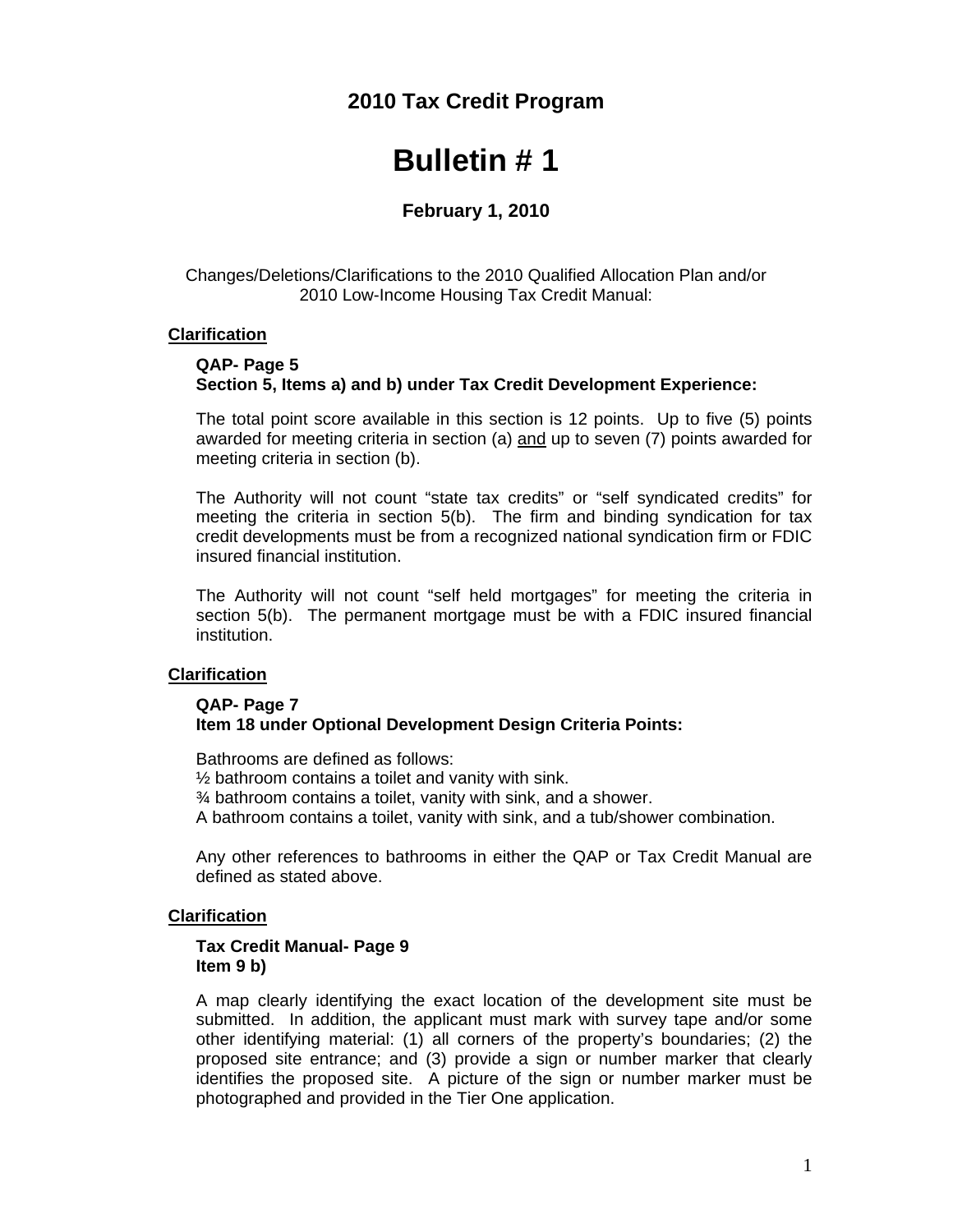## 2010 Tax Credit Program

# Bulletin # 1

**February 1, 2010**

Changes/Deletions/Clarifications to the 2010 Qualified Allocation Plan and/or 2010 Low-Income Housing Tax Credit Manual:

### Clarification

**QAP- Page 5**
**Section 5, Items a) and b) under Tax Credit Development Experience:**

The total point score available in this section is 12 points. Up to five (5) points awarded for meeting criteria in section (a) and up to seven (7) points awarded for meeting criteria in section (b).

The Authority will not count "state tax credits" or "self syndicated credits" for meeting the criteria in section 5(b). The firm and binding syndication for tax credit developments must be from a recognized national syndication firm or FDIC insured financial institution.

The Authority will not count "self held mortgages" for meeting the criteria in section 5(b). The permanent mortgage must be with a FDIC insured financial institution.

### Clarification

**QAP- Page 7**
**Item 18 under Optional Development Design Criteria Points:**

Bathrooms are defined as follows:
½ bathroom contains a toilet and vanity with sink.
¾ bathroom contains a toilet, vanity with sink, and a shower.
A bathroom contains a toilet, vanity with sink, and a tub/shower combination.

Any other references to bathrooms in either the QAP or Tax Credit Manual are defined as stated above.

### Clarification

**Tax Credit Manual- Page 9**
**Item 9 b)**

A map clearly identifying the exact location of the development site must be submitted. In addition, the applicant must mark with survey tape and/or some other identifying material: (1) all corners of the property's boundaries; (2) the proposed site entrance; and (3) provide a sign or number marker that clearly identifies the proposed site. A picture of the sign or number marker must be photographed and provided in the Tier One application.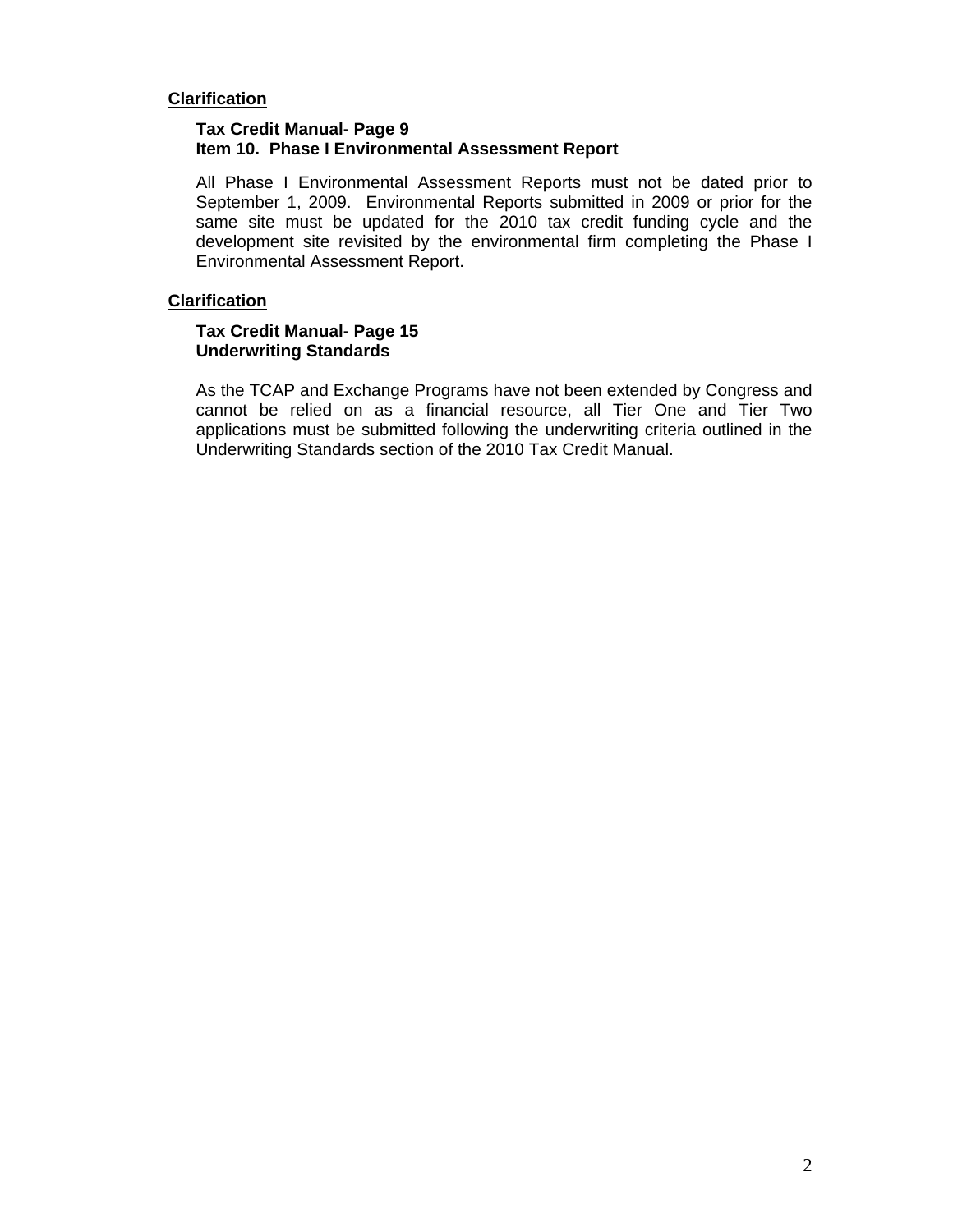## Clarification

**Tax Credit Manual- Page 9**
**Item 10. Phase I Environmental Assessment Report**

All Phase I Environmental Assessment Reports must not be dated prior to September 1, 2009. Environmental Reports submitted in 2009 or prior for the same site must be updated for the 2010 tax credit funding cycle and the development site revisited by the environmental firm completing the Phase I Environmental Assessment Report.

## Clarification

**Tax Credit Manual- Page 15**
**Underwriting Standards**

As the TCAP and Exchange Programs have not been extended by Congress and cannot be relied on as a financial resource, all Tier One and Tier Two applications must be submitted following the underwriting criteria outlined in the Underwriting Standards section of the 2010 Tax Credit Manual.